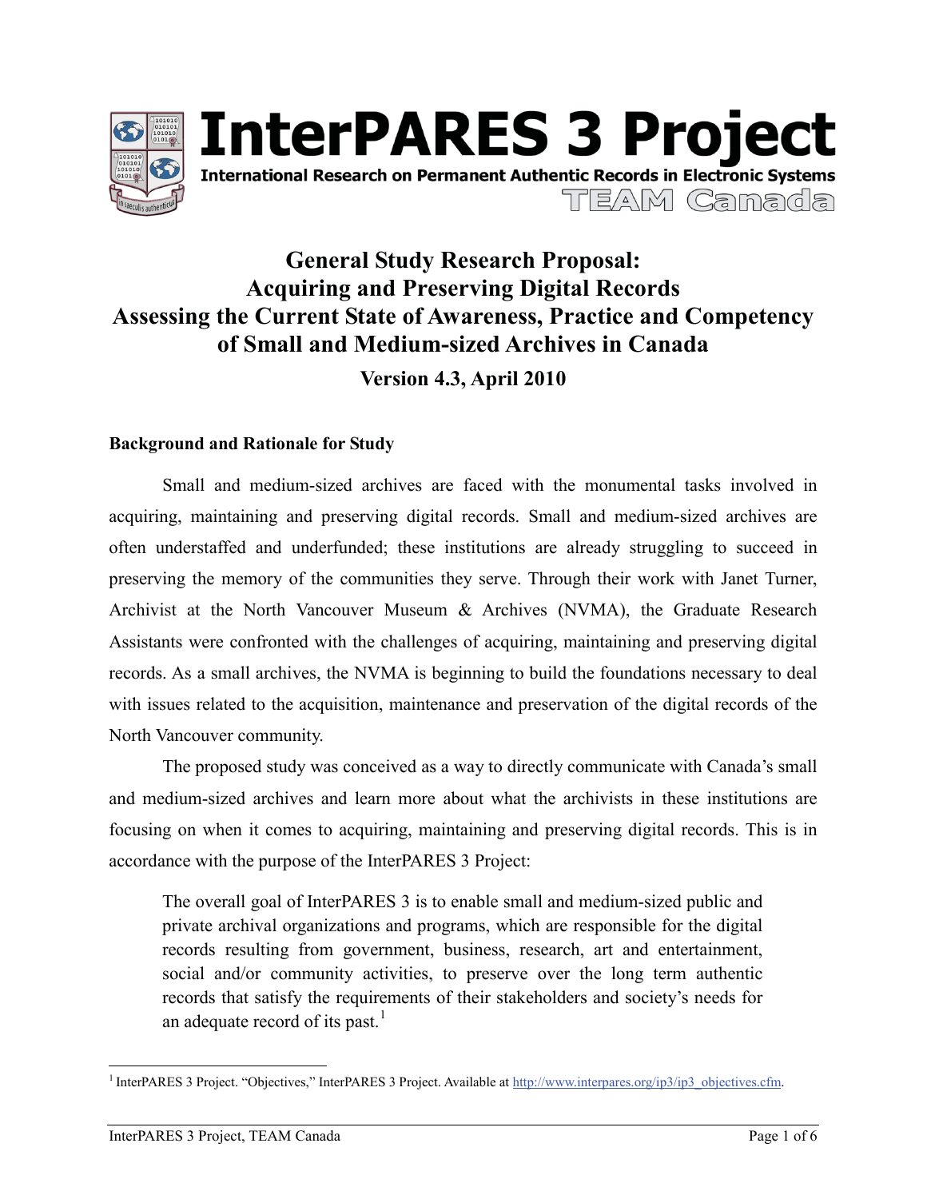# InterPARES 3 Project

International Research on Permanent Authentic Records in Electronic Systems

TEAM Canada

## General Study Research Proposal: Acquiring and Preserving Digital Records Assessing the Current State of Awareness, Practice and Competency of Small and Medium-sized Archives in Canada

**Version 4.3, April 2010**

### Background and Rationale for Study

Small and medium-sized archives are faced with the monumental tasks involved in acquiring, maintaining and preserving digital records. Small and medium-sized archives are often understaffed and underfunded; these institutions are already struggling to succeed in preserving the memory of the communities they serve. Through their work with Janet Turner, Archivist at the North Vancouver Museum & Archives (NVMA), the Graduate Research Assistants were confronted with the challenges of acquiring, maintaining and preserving digital records. As a small archives, the NVMA is beginning to build the foundations necessary to deal with issues related to the acquisition, maintenance and preservation of the digital records of the North Vancouver community.

The proposed study was conceived as a way to directly communicate with Canada's small and medium-sized archives and learn more about what the archivists in these institutions are focusing on when it comes to acquiring, maintaining and preserving digital records. This is in accordance with the purpose of the InterPARES 3 Project:

> The overall goal of InterPARES 3 is to enable small and medium-sized public and private archival organizations and programs, which are responsible for the digital records resulting from government, business, research, art and entertainment, social and/or community activities, to preserve over the long term authentic records that satisfy the requirements of their stakeholders and society's needs for an adequate record of its past.[1]

[1] InterPARES 3 Project. "Objectives," InterPARES 3 Project. Available at http://www.interpares.org/ip3/ip3_objectives.cfm.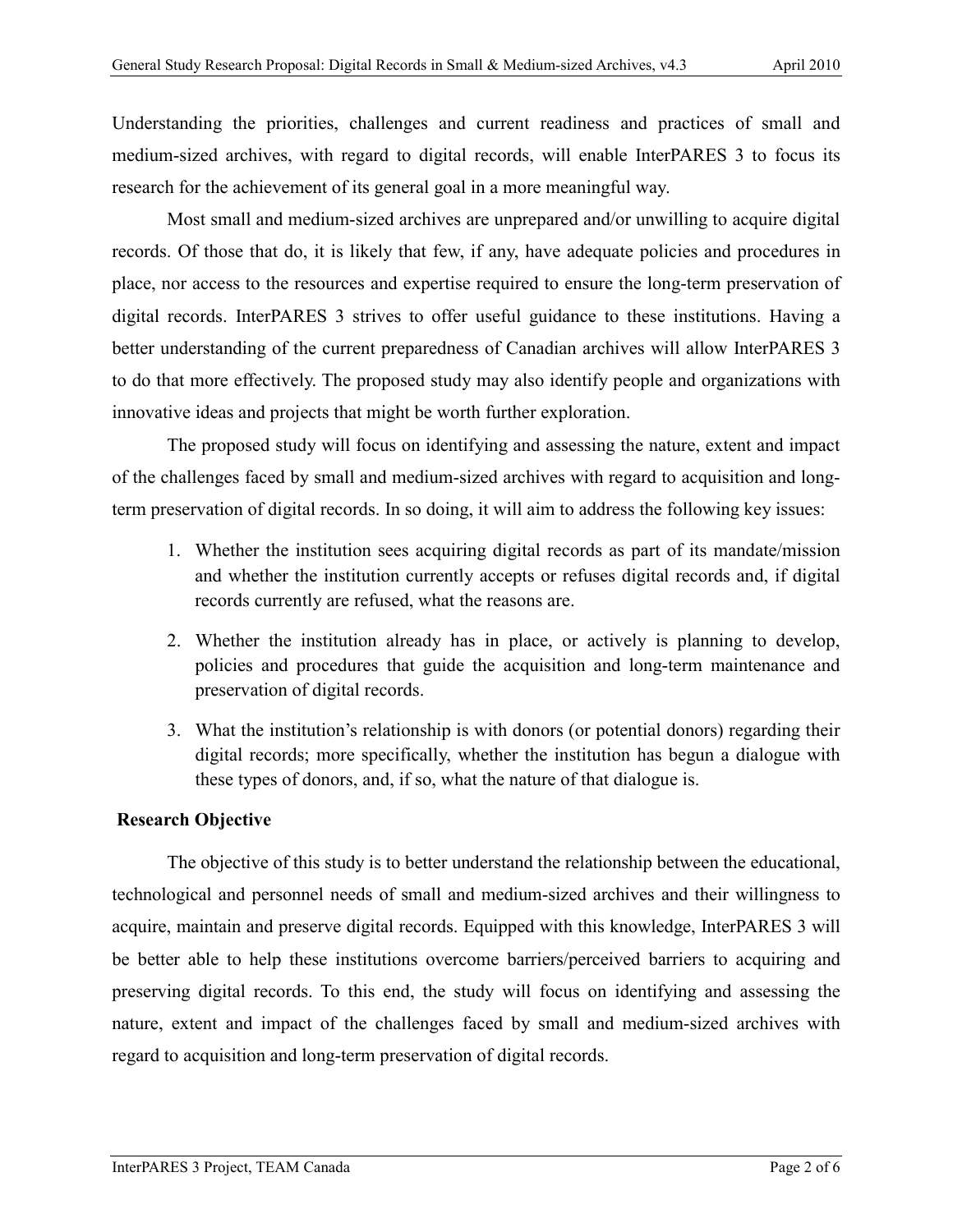Understanding the priorities, challenges and current readiness and practices of small and medium-sized archives, with regard to digital records, will enable InterPARES 3 to focus its research for the achievement of its general goal in a more meaningful way.

Most small and medium-sized archives are unprepared and/or unwilling to acquire digital records. Of those that do, it is likely that few, if any, have adequate policies and procedures in place, nor access to the resources and expertise required to ensure the long-term preservation of digital records. InterPARES 3 strives to offer useful guidance to these institutions. Having a better understanding of the current preparedness of Canadian archives will allow InterPARES 3 to do that more effectively. The proposed study may also identify people and organizations with innovative ideas and projects that might be worth further exploration.

The proposed study will focus on identifying and assessing the nature, extent and impact of the challenges faced by small and medium-sized archives with regard to acquisition and long-term preservation of digital records. In so doing, it will aim to address the following key issues:

1. Whether the institution sees acquiring digital records as part of its mandate/mission and whether the institution currently accepts or refuses digital records and, if digital records currently are refused, what the reasons are.
2. Whether the institution already has in place, or actively is planning to develop, policies and procedures that guide the acquisition and long-term maintenance and preservation of digital records.
3. What the institution's relationship is with donors (or potential donors) regarding their digital records; more specifically, whether the institution has begun a dialogue with these types of donors, and, if so, what the nature of that dialogue is.

## Research Objective

The objective of this study is to better understand the relationship between the educational, technological and personnel needs of small and medium-sized archives and their willingness to acquire, maintain and preserve digital records. Equipped with this knowledge, InterPARES 3 will be better able to help these institutions overcome barriers/perceived barriers to acquiring and preserving digital records. To this end, the study will focus on identifying and assessing the nature, extent and impact of the challenges faced by small and medium-sized archives with regard to acquisition and long-term preservation of digital records.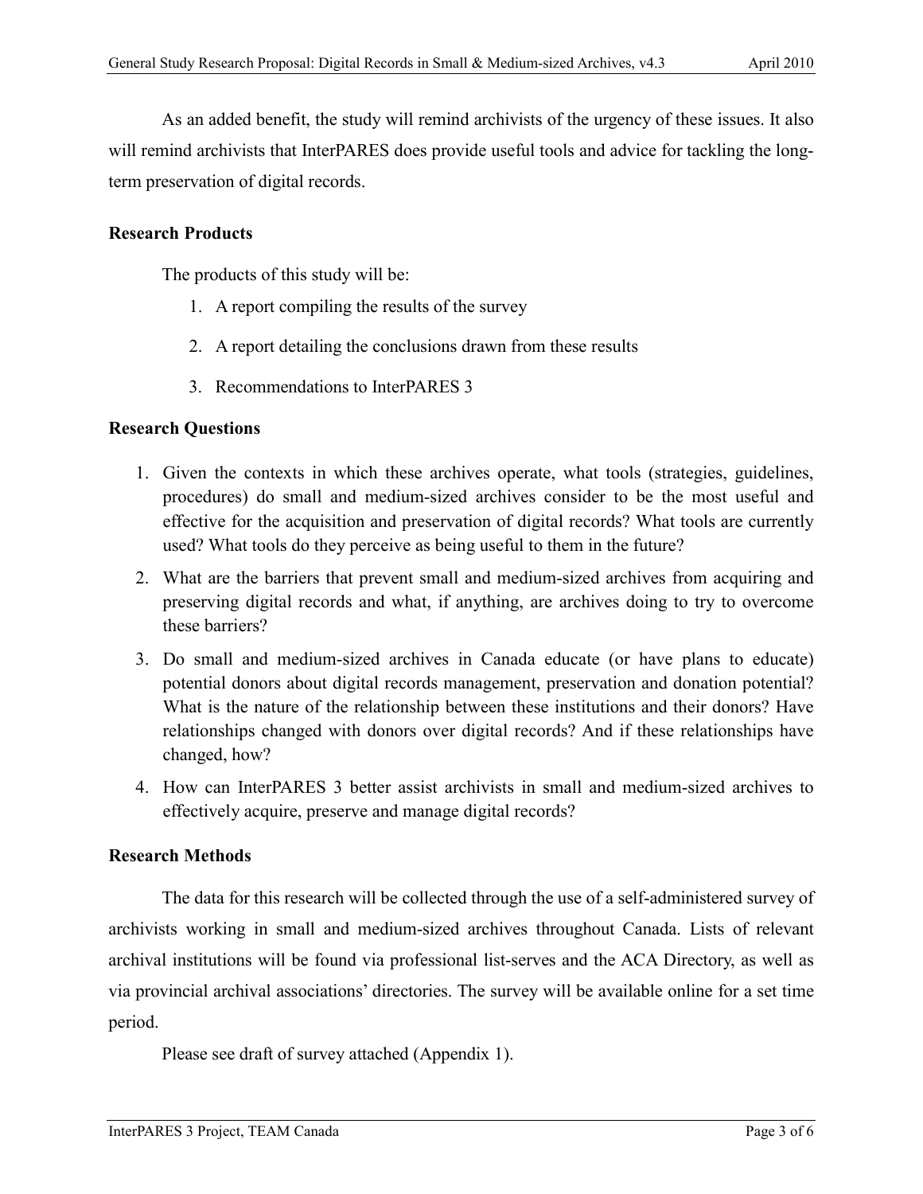As an added benefit, the study will remind archivists of the urgency of these issues. It also will remind archivists that InterPARES does provide useful tools and advice for tackling the long-term preservation of digital records.

**Research Products**

The products of this study will be:

1. A report compiling the results of the survey
2. A report detailing the conclusions drawn from these results
3. Recommendations to InterPARES 3

**Research Questions**

1. Given the contexts in which these archives operate, what tools (strategies, guidelines, procedures) do small and medium-sized archives consider to be the most useful and effective for the acquisition and preservation of digital records? What tools are currently used? What tools do they perceive as being useful to them in the future?
2. What are the barriers that prevent small and medium-sized archives from acquiring and preserving digital records and what, if anything, are archives doing to try to overcome these barriers?
3. Do small and medium-sized archives in Canada educate (or have plans to educate) potential donors about digital records management, preservation and donation potential? What is the nature of the relationship between these institutions and their donors? Have relationships changed with donors over digital records? And if these relationships have changed, how?
4. How can InterPARES 3 better assist archivists in small and medium-sized archives to effectively acquire, preserve and manage digital records?

**Research Methods**

The data for this research will be collected through the use of a self-administered survey of archivists working in small and medium-sized archives throughout Canada. Lists of relevant archival institutions will be found via professional list-serves and the ACA Directory, as well as via provincial archival associations' directories. The survey will be available online for a set time period.

Please see draft of survey attached (Appendix 1).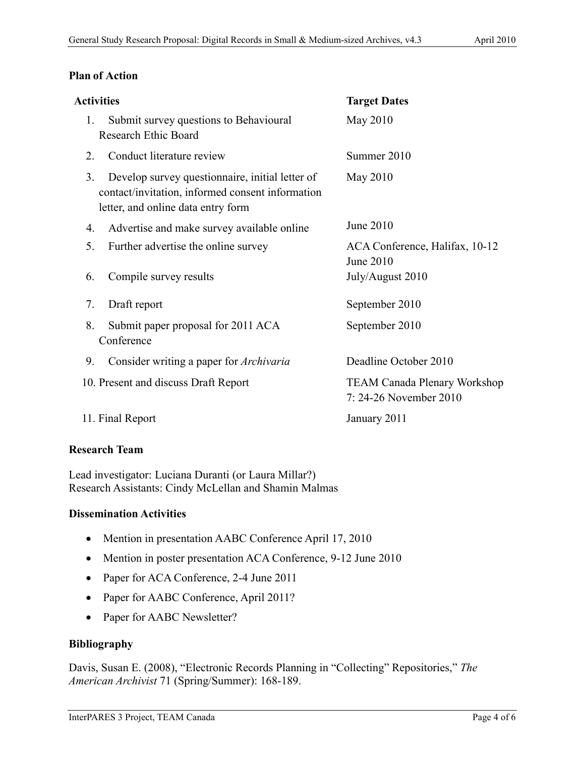### Plan of Action

| Activities | Target Dates |
| --- | --- |
| 1. Submit survey questions to Behavioural Research Ethic Board | May 2010 |
| 2. Conduct literature review | Summer 2010 |
| 3. Develop survey questionnaire, initial letter of contact/invitation, informed consent information letter, and online data entry form | May 2010 |
| 4. Advertise and make survey available online | June 2010 |
| 5. Further advertise the online survey | ACA Conference, Halifax, 10-12 June 2010 |
| 6. Compile survey results | July/August 2010 |
| 7. Draft report | September 2010 |
| 8. Submit paper proposal for 2011 ACA Conference | September 2010 |
| 9. Consider writing a paper for *Archivaria* | Deadline October 2010 |
| 10. Present and discuss Draft Report | TEAM Canada Plenary Workshop 7: 24-26 November 2010 |
| 11. Final Report | January 2011 |

### Research Team

Lead investigator: Luciana Duranti (or Laura Millar?)
Research Assistants: Cindy McLellan and Shamin Malmas

### Dissemination Activities

- Mention in presentation AABC Conference April 17, 2010
- Mention in poster presentation ACA Conference, 9-12 June 2010
- Paper for ACA Conference, 2-4 June 2011
- Paper for AABC Conference, April 2011?
- Paper for AABC Newsletter?

### Bibliography

Davis, Susan E. (2008), "Electronic Records Planning in "Collecting" Repositories," *The American Archivist* 71 (Spring/Summer): 168-189.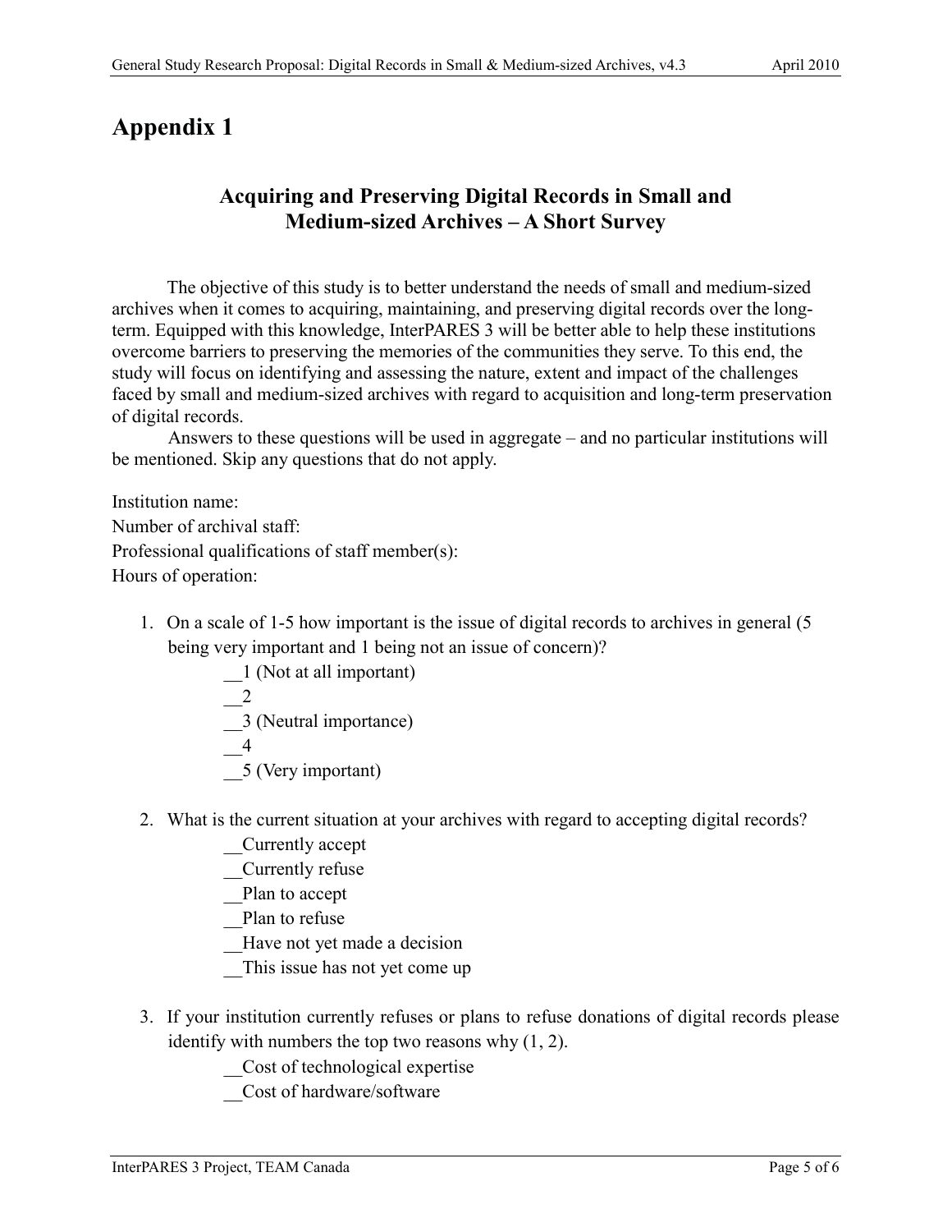# Appendix 1

## Acquiring and Preserving Digital Records in Small and Medium-sized Archives – A Short Survey

The objective of this study is to better understand the needs of small and medium-sized archives when it comes to acquiring, maintaining, and preserving digital records over the long-term. Equipped with this knowledge, InterPARES 3 will be better able to help these institutions overcome barriers to preserving the memories of the communities they serve. To this end, the study will focus on identifying and assessing the nature, extent and impact of the challenges faced by small and medium-sized archives with regard to acquisition and long-term preservation of digital records.

Answers to these questions will be used in aggregate – and no particular institutions will be mentioned. Skip any questions that do not apply.

Institution name:
Number of archival staff:
Professional qualifications of staff member(s):
Hours of operation:

1. On a scale of 1-5 how important is the issue of digital records to archives in general (5 being very important and 1 being not an issue of concern)?
   __1 (Not at all important)
   __2
   __3 (Neutral importance)
   __4
   __5 (Very important)

2. What is the current situation at your archives with regard to accepting digital records?
   __Currently accept
   __Currently refuse
   __Plan to accept
   __Plan to refuse
   __Have not yet made a decision
   __This issue has not yet come up

3. If your institution currently refuses or plans to refuse donations of digital records please identify with numbers the top two reasons why (1, 2).
   __Cost of technological expertise
   __Cost of hardware/software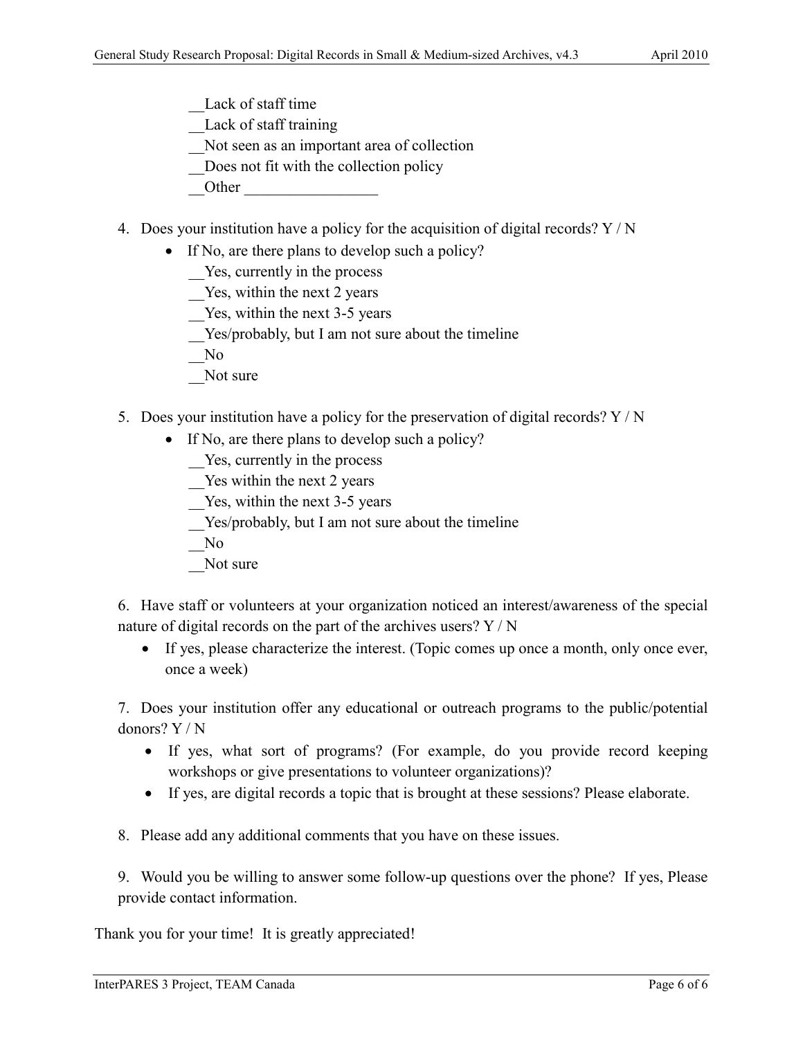__Lack of staff time
__Lack of staff training
__Not seen as an important area of collection
__Does not fit with the collection policy
__Other _________________

4. Does your institution have a policy for the acquisition of digital records? Y / N
   - If No, are there plans to develop such a policy?
     __Yes, currently in the process
     __Yes, within the next 2 years
     __Yes, within the next 3-5 years
     __Yes/probably, but I am not sure about the timeline
     __No
     __Not sure

5. Does your institution have a policy for the preservation of digital records? Y / N
   - If No, are there plans to develop such a policy?
     __Yes, currently in the process
     __Yes within the next 2 years
     __Yes, within the next 3-5 years
     __Yes/probably, but I am not sure about the timeline
     __No
     __Not sure

6. Have staff or volunteers at your organization noticed an interest/awareness of the special nature of digital records on the part of the archives users? Y / N
   - If yes, please characterize the interest. (Topic comes up once a month, only once ever, once a week)

7. Does your institution offer any educational or outreach programs to the public/potential donors? Y / N
   - If yes, what sort of programs? (For example, do you provide record keeping workshops or give presentations to volunteer organizations)?
   - If yes, are digital records a topic that is brought at these sessions? Please elaborate.

8. Please add any additional comments that you have on these issues.

9. Would you be willing to answer some follow-up questions over the phone? If yes, Please provide contact information.

Thank you for your time! It is greatly appreciated!